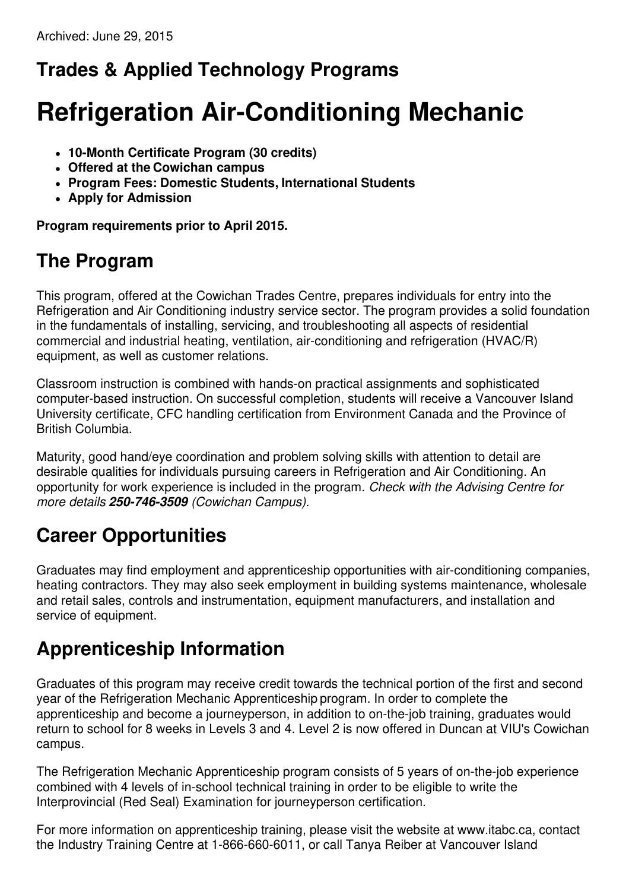Archived: June 29, 2015

## Trades & Applied Technology Programs

# Refrigeration Air-Conditioning Mechanic

- **10-Month Certificate Program (30 credits)**
- **Offered at the Cowichan campus**
- **Program Fees: Domestic Students, International Students**
- **Apply for Admission**

**Program requirements prior to April 2015.**

## The Program

This program, offered at the Cowichan Trades Centre, prepares individuals for entry into the Refrigeration and Air Conditioning industry service sector. The program provides a solid foundation in the fundamentals of installing, servicing, and troubleshooting all aspects of residential commercial and industrial heating, ventilation, air-conditioning and refrigeration (HVAC/R) equipment, as well as customer relations.

Classroom instruction is combined with hands-on practical assignments and sophisticated computer-based instruction. On successful completion, students will receive a Vancouver Island University certificate, CFC handling certification from Environment Canada and the Province of British Columbia.

Maturity, good hand/eye coordination and problem solving skills with attention to detail are desirable qualities for individuals pursuing careers in Refrigeration and Air Conditioning. An opportunity for work experience is included in the program. *Check with the Advising Centre for more details **250-746-3509** (Cowichan Campus).*

## Career Opportunities

Graduates may find employment and apprenticeship opportunities with air-conditioning companies, heating contractors. They may also seek employment in building systems maintenance, wholesale and retail sales, controls and instrumentation, equipment manufacturers, and installation and service of equipment.

## Apprenticeship Information

Graduates of this program may receive credit towards the technical portion of the first and second year of the Refrigeration Mechanic Apprenticeship program. In order to complete the apprenticeship and become a journeyperson, in addition to on-the-job training, graduates would return to school for 8 weeks in Levels 3 and 4. Level 2 is now offered in Duncan at VIU's Cowichan campus.

The Refrigeration Mechanic Apprenticeship program consists of 5 years of on-the-job experience combined with 4 levels of in-school technical training in order to be eligible to write the Interprovincial (Red Seal) Examination for journeyperson certification.

For more information on apprenticeship training, please visit the website at www.itabc.ca, contact the Industry Training Centre at 1-866-660-6011, or call Tanya Reiber at Vancouver Island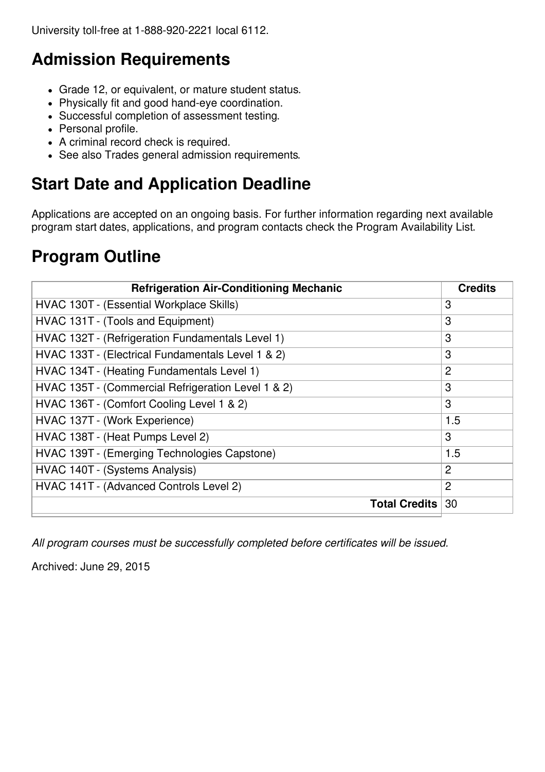University toll-free at 1-888-920-2221 local 6112.

## Admission Requirements

- Grade 12, or equivalent, or mature student status.
- Physically fit and good hand-eye coordination.
- Successful completion of assessment testing.
- Personal profile.
- A criminal record check is required.
- See also Trades general admission requirements.

## Start Date and Application Deadline

Applications are accepted on an ongoing basis. For further information regarding next available program start dates, applications, and program contacts check the Program Availability List.

## Program Outline

| Refrigeration Air-Conditioning Mechanic | Credits |
|---|---|
| HVAC 130T - (Essential Workplace Skills) | 3 |
| HVAC 131T - (Tools and Equipment) | 3 |
| HVAC 132T - (Refrigeration Fundamentals Level 1) | 3 |
| HVAC 133T - (Electrical Fundamentals Level 1 & 2) | 3 |
| HVAC 134T - (Heating Fundamentals Level 1) | 2 |
| HVAC 135T - (Commercial Refrigeration Level 1 & 2) | 3 |
| HVAC 136T - (Comfort Cooling Level 1 & 2) | 3 |
| HVAC 137T - (Work Experience) | 1.5 |
| HVAC 138T - (Heat Pumps Level 2) | 3 |
| HVAC 139T - (Emerging Technologies Capstone) | 1.5 |
| HVAC 140T - (Systems Analysis) | 2 |
| HVAC 141T - (Advanced Controls Level 2) | 2 |
| **Total Credits** | 30 |

*All program courses must be successfully completed before certificates will be issued.*

Archived: June 29, 2015